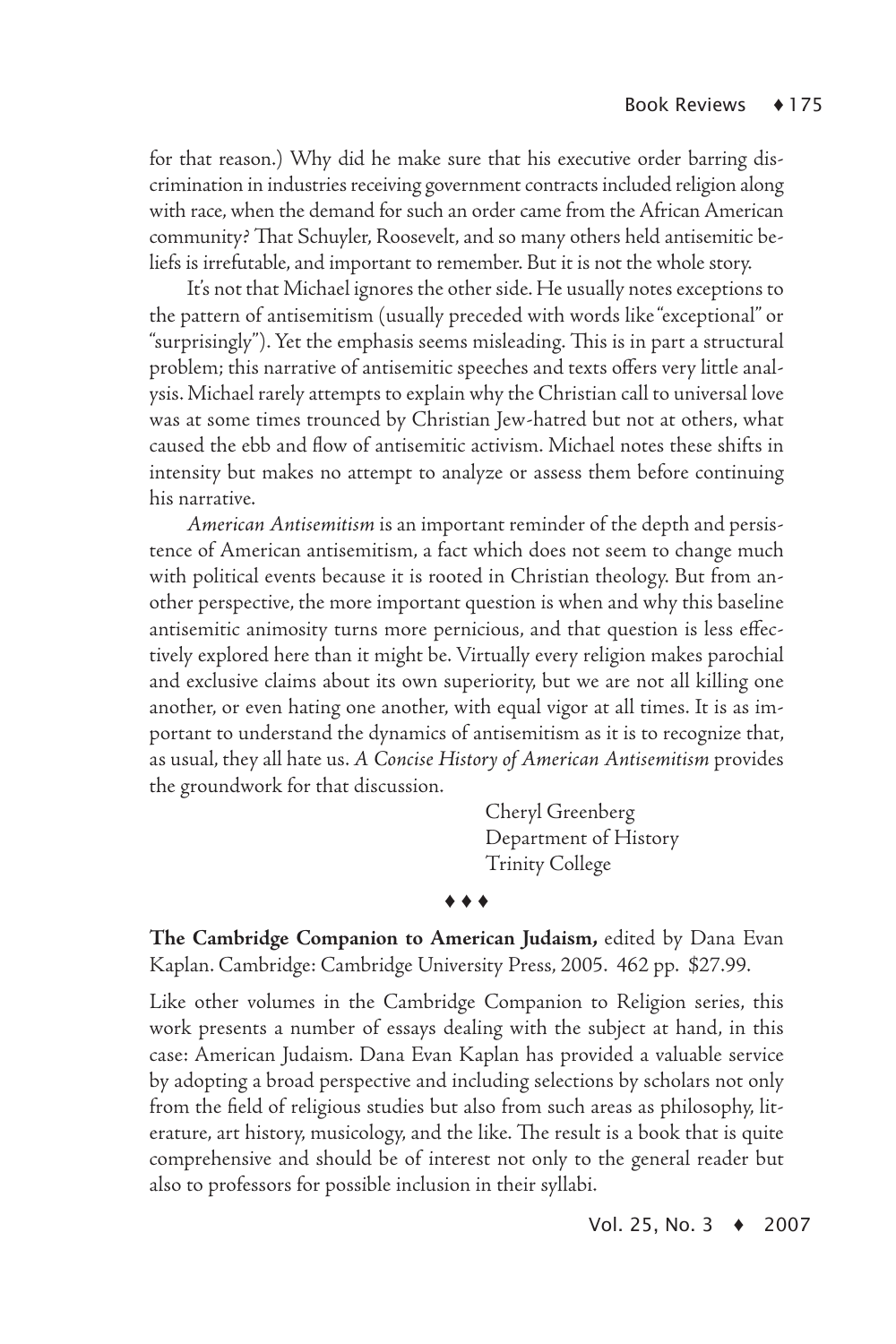for that reason.) Why did he make sure that his executive order barring discrimination in industries receiving government contracts included religion along with race, when the demand for such an order came from the African American community? That Schuyler, Roosevelt, and so many others held antisemitic beliefs is irrefutable, and important to remember. But it is not the whole story.

It's not that Michael ignores the other side. He usually notes exceptions to the pattern of antisemitism (usually preceded with words like "exceptional" or "surprisingly"). Yet the emphasis seems misleading. This is in part a structural problem; this narrative of antisemitic speeches and texts offers very little analysis. Michael rarely attempts to explain why the Christian call to universal love was at some times trounced by Christian Jew-hatred but not at others, what caused the ebb and flow of antisemitic activism. Michael notes these shifts in intensity but makes no attempt to analyze or assess them before continuing his narrative.

*American Antisemitism* is an important reminder of the depth and persistence of American antisemitism, a fact which does not seem to change much with political events because it is rooted in Christian theology. But from another perspective, the more important question is when and why this baseline antisemitic animosity turns more pernicious, and that question is less effectively explored here than it might be. Virtually every religion makes parochial and exclusive claims about its own superiority, but we are not all killing one another, or even hating one another, with equal vigor at all times. It is as important to understand the dynamics of antisemitism as it is to recognize that, as usual, they all hate us. *A Concise History of American Antisemitism* provides the groundwork for that discussion.

Cheryl Greenberg
Department of History
Trinity College

♦ ♦ ♦

**The Cambridge Companion to American Judaism,** edited by Dana Evan Kaplan. Cambridge: Cambridge University Press, 2005. 462 pp. $27.99.

Like other volumes in the Cambridge Companion to Religion series, this work presents a number of essays dealing with the subject at hand, in this case: American Judaism. Dana Evan Kaplan has provided a valuable service by adopting a broad perspective and including selections by scholars not only from the field of religious studies but also from such areas as philosophy, literature, art history, musicology, and the like. The result is a book that is quite comprehensive and should be of interest not only to the general reader but also to professors for possible inclusion in their syllabi.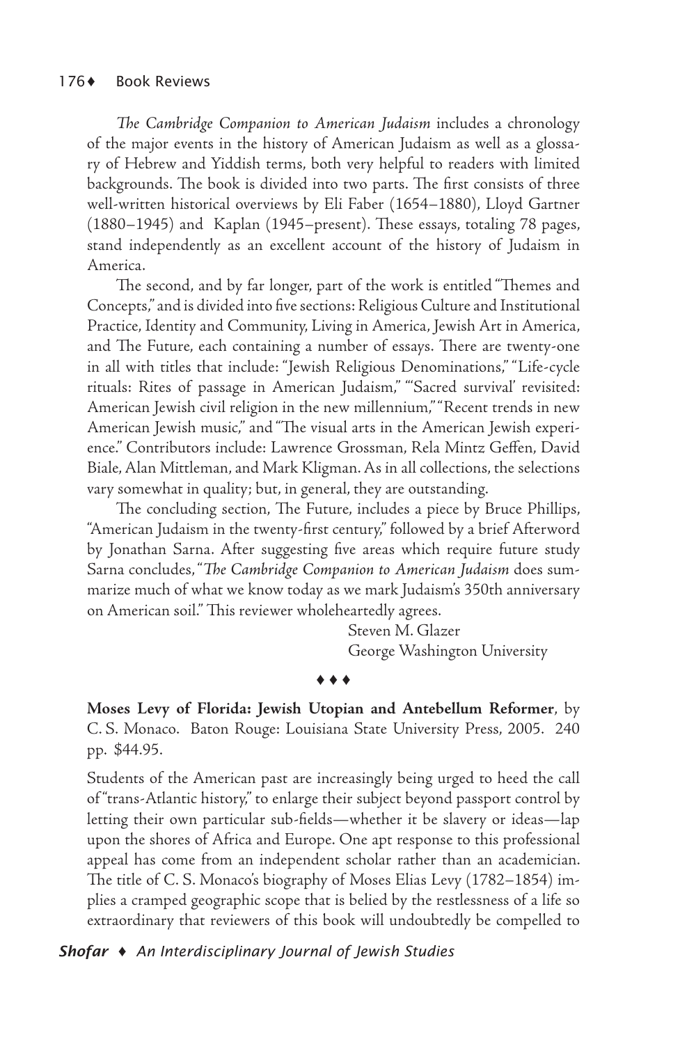*The Cambridge Companion to American Judaism* includes a chronology of the major events in the history of American Judaism as well as a glossary of Hebrew and Yiddish terms, both very helpful to readers with limited backgrounds. The book is divided into two parts. The first consists of three well-written historical overviews by Eli Faber (1654–1880), Lloyd Gartner (1880–1945) and Kaplan (1945–present). These essays, totaling 78 pages, stand independently as an excellent account of the history of Judaism in America.

The second, and by far longer, part of the work is entitled "Themes and Concepts," and is divided into five sections: Religious Culture and Institutional Practice, Identity and Community, Living in America, Jewish Art in America, and The Future, each containing a number of essays. There are twenty-one in all with titles that include: "Jewish Religious Denominations," "Life-cycle rituals: Rites of passage in American Judaism," "'Sacred survival' revisited: American Jewish civil religion in the new millennium," "Recent trends in new American Jewish music," and "The visual arts in the American Jewish experience." Contributors include: Lawrence Grossman, Rela Mintz Geffen, David Biale, Alan Mittleman, and Mark Kligman. As in all collections, the selections vary somewhat in quality; but, in general, they are outstanding.

The concluding section, The Future, includes a piece by Bruce Phillips, "American Judaism in the twenty-first century," followed by a brief Afterword by Jonathan Sarna. After suggesting five areas which require future study Sarna concludes, "*The Cambridge Companion to American Judaism* does summarize much of what we know today as we mark Judaism's 350th anniversary on American soil." This reviewer wholeheartedly agrees.

Steven M. Glazer
George Washington University

♦ ♦ ♦

**Moses Levy of Florida: Jewish Utopian and Antebellum Reformer**, by C. S. Monaco. Baton Rouge: Louisiana State University Press, 2005. 240 pp. $44.95.

Students of the American past are increasingly being urged to heed the call of "trans-Atlantic history," to enlarge their subject beyond passport control by letting their own particular sub-fields—whether it be slavery or ideas—lap upon the shores of Africa and Europe. One apt response to this professional appeal has come from an independent scholar rather than an academician. The title of C. S. Monaco's biography of Moses Elias Levy (1782–1854) implies a cramped geographic scope that is belied by the restlessness of a life so extraordinary that reviewers of this book will undoubtedly be compelled to